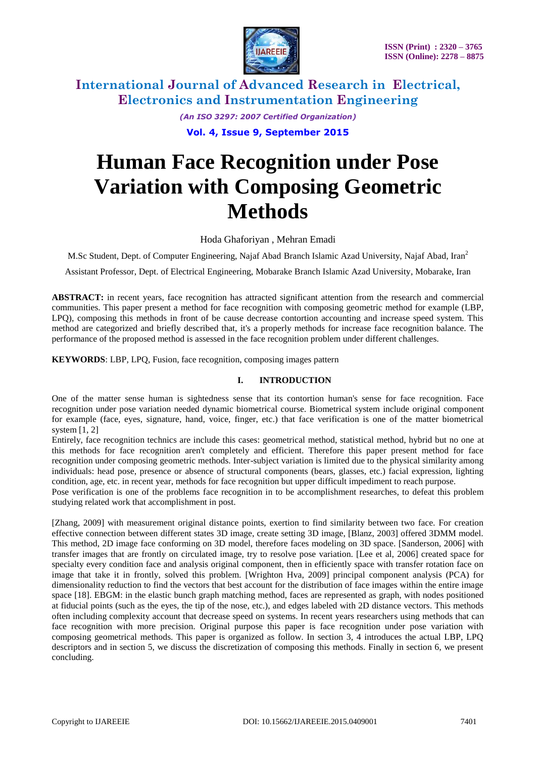# Human Face Recognition under Pose Variation with Composing Geometric Methods

Hoda Ghaforiyan , Mehran Emadi

M.Sc Student, Dept. of Computer Engineering, Najaf Abad Branch Islamic Azad University, Najaf Abad, Iran[2]

Assistant Professor, Dept. of Electrical Engineering, Mobarake Branch Islamic Azad University, Mobarake, Iran

**ABSTRACT:** in recent years, face recognition has attracted significant attention from the research and commercial communities. This paper present a method for face recognition with composing geometric method for example (LBP, LPQ), composing this methods in front of be cause decrease contortion accounting and increase speed system. This method are categorized and briefly described that, it's a properly methods for increase face recognition balance. The performance of the proposed method is assessed in the face recognition problem under different challenges.

**KEYWORDS**: LBP, LPQ, Fusion, face recognition, composing images pattern

## I. INTRODUCTION

One of the matter sense human is sightedness sense that its contortion human's sense for face recognition. Face recognition under pose variation needed dynamic biometrical course. Biometrical system include original component for example (face, eyes, signature, hand, voice, finger, etc.) that face verification is one of the matter biometrical system [1, 2]

Entirely, face recognition technics are include this cases: geometrical method, statistical method, hybrid but no one at this methods for face recognition aren't completely and efficient. Therefore this paper present method for face recognition under composing geometric methods. Inter-subject variation is limited due to the physical similarity among individuals: head pose, presence or absence of structural components (bears, glasses, etc.) facial expression, lighting condition, age, etc. in recent year, methods for face recognition but upper difficult impediment to reach purpose.

Pose verification is one of the problems face recognition in to be accomplishment researches, to defeat this problem studying related work that accomplishment in post.

[Zhang, 2009] with measurement original distance points, exertion to find similarity between two face. For creation effective connection between different states 3D image, create setting 3D image, [Blanz, 2003] offered 3DMM model. This method, 2D image face conforming on 3D model, therefore faces modeling on 3D space. [Sanderson, 2006] with transfer images that are frontly on circulated image, try to resolve pose variation. [Lee et al, 2006] created space for specialty every condition face and analysis original component, then in efficiently space with transfer rotation face on image that take it in frontly, solved this problem. [Wrighton Hva, 2009] principal component analysis (PCA) for dimensionality reduction to find the vectors that best account for the distribution of face images within the entire image space [18]. EBGM: in the elastic bunch graph matching method, faces are represented as graph, with nodes positioned at fiducial points (such as the eyes, the tip of the nose, etc.), and edges labeled with 2D distance vectors. This methods often including complexity account that decrease speed on systems. In recent years researchers using methods that can face recognition with more precision. Original purpose this paper is face recognition under pose variation with composing geometrical methods. This paper is organized as follow. In section 3, 4 introduces the actual LBP, LPQ descriptors and in section 5, we discuss the discretization of composing this methods. Finally in section 6, we present concluding.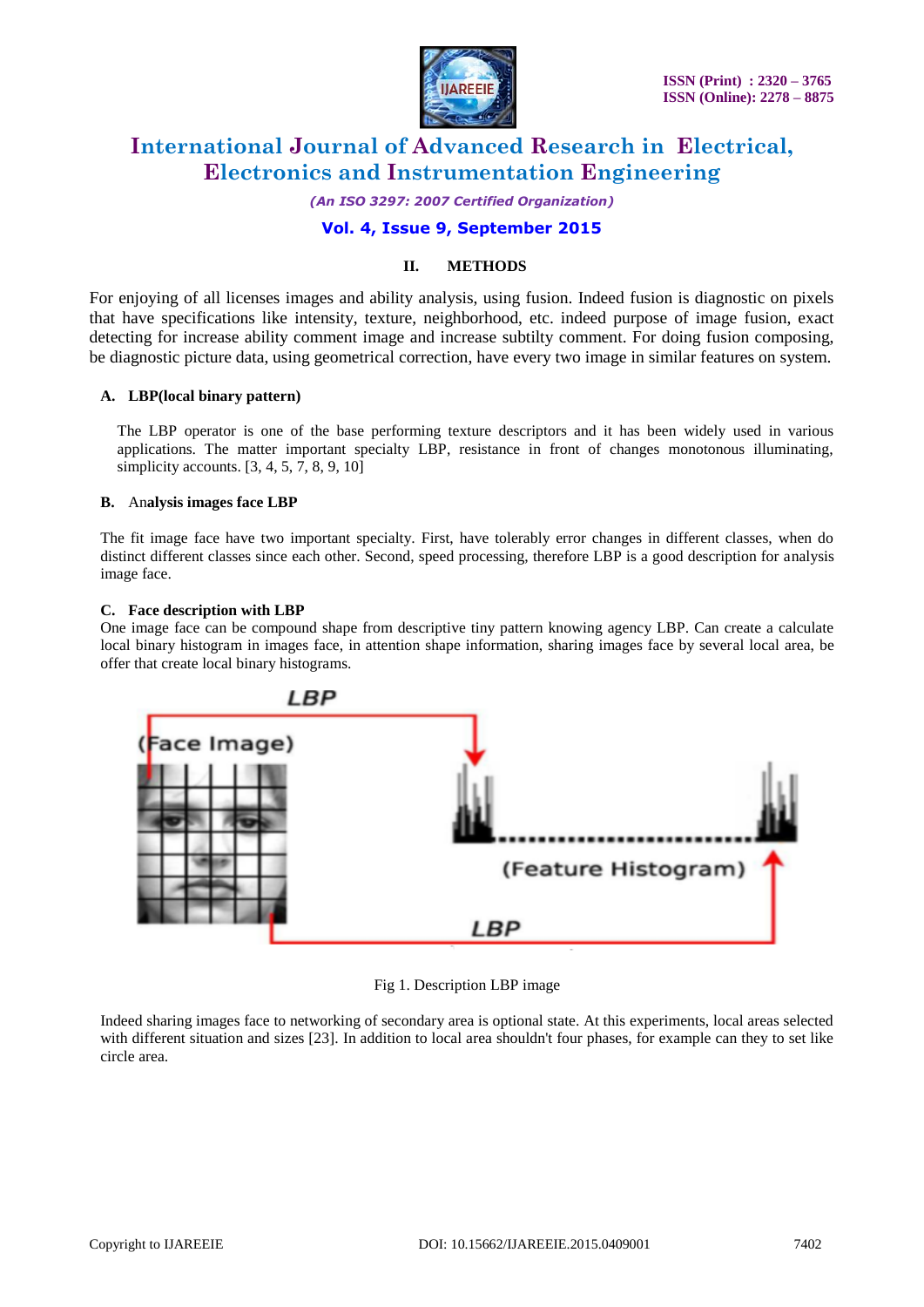## II. METHODS

For enjoying of all licenses images and ability analysis, using fusion. Indeed fusion is diagnostic on pixels that have specifications like intensity, texture, neighborhood, etc. indeed purpose of image fusion, exact detecting for increase ability comment image and increase subtilty comment. For doing fusion composing, be diagnostic picture data, using geometrical correction, have every two image in similar features on system.

### A. LBP(local binary pattern)

The LBP operator is one of the base performing texture descriptors and it has been widely used in various applications. The matter important specialty LBP, resistance in front of changes monotonous illuminating, simplicity accounts. [3, 4, 5, 7, 8, 9, 10]

### B. Analysis images face LBP

The fit image face have two important specialty. First, have tolerably error changes in different classes, when do distinct different classes since each other. Second, speed processing, therefore LBP is a good description for analysis image face.

### C. Face description with LBP

One image face can be compound shape from descriptive tiny pattern knowing agency LBP. Can create a calculate local binary histogram in images face, in attention shape information, sharing images face by several local area, be offer that create local binary histograms.

Fig 1. Description LBP image

Indeed sharing images face to networking of secondary area is optional state. At this experiments, local areas selected with different situation and sizes [23]. In addition to local area shouldn't four phases, for example can they to set like circle area.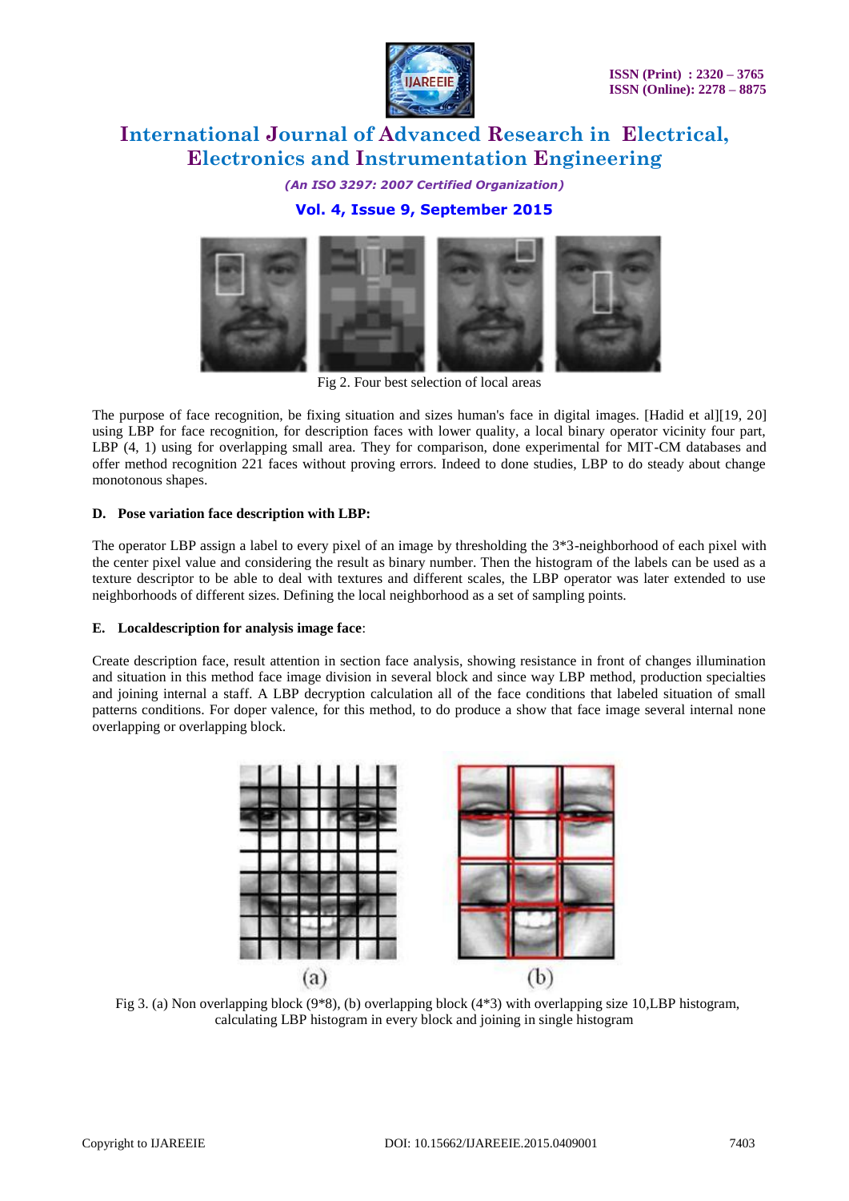Fig 2. Four best selection of local areas

The purpose of face recognition, be fixing situation and sizes human's face in digital images. [Hadid et al][19, 20] using LBP for face recognition, for description faces with lower quality, a local binary operator vicinity four part, LBP (4, 1) using for overlapping small area. They for comparison, done experimental for MIT-CM databases and offer method recognition 221 faces without proving errors. Indeed to done studies, LBP to do steady about change monotonous shapes.

### D. Pose variation face description with LBP:

The operator LBP assign a label to every pixel of an image by thresholding the 3*3-neighborhood of each pixel with the center pixel value and considering the result as binary number. Then the histogram of the labels can be used as a texture descriptor to be able to deal with textures and different scales, the LBP operator was later extended to use neighborhoods of different sizes. Defining the local neighborhood as a set of sampling points.

### E. Localdescription for analysis image face:

Create description face, result attention in section face analysis, showing resistance in front of changes illumination and situation in this method face image division in several block and since way LBP method, production specialties and joining internal a staff. A LBP decryption calculation all of the face conditions that labeled situation of small patterns conditions. For doper valence, for this method, to do produce a show that face image several internal none overlapping or overlapping block.

Fig 3. (a) Non overlapping block (9*8), (b) overlapping block (4*3) with overlapping size 10,LBP histogram, calculating LBP histogram in every block and joining in single histogram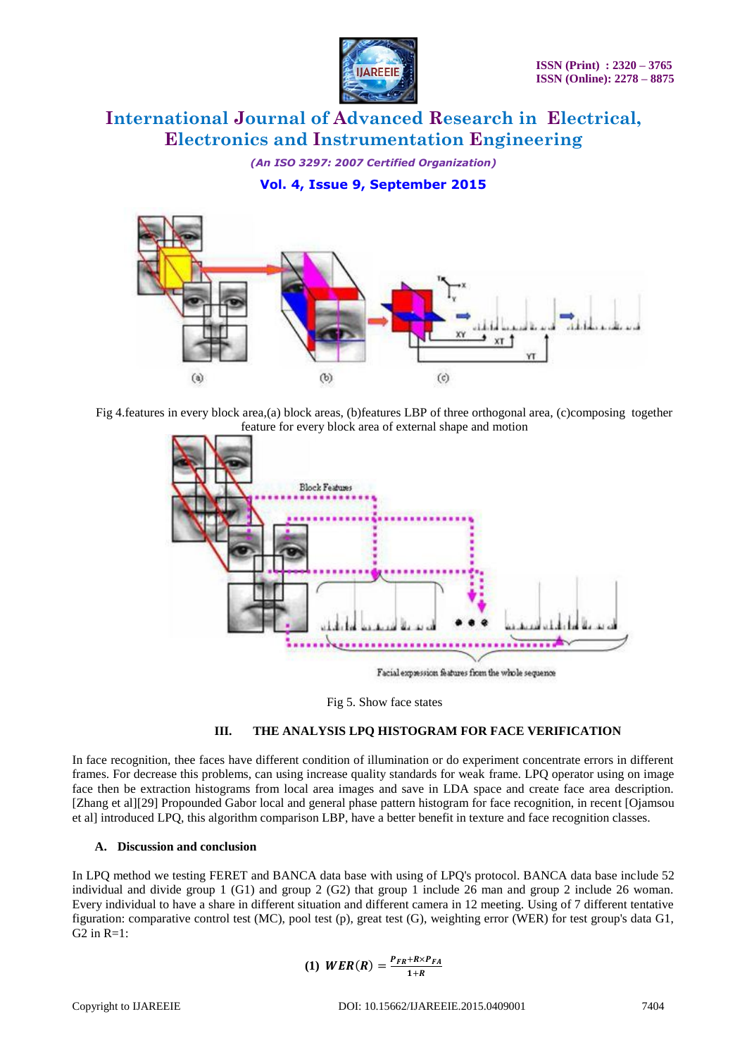Fig 4.features in every block area,(a) block areas, (b)features LBP of three orthogonal area, (c)composing together feature for every block area of external shape and motion

Fig 5. Show face states

## III. THE ANALYSIS LPQ HISTOGRAM FOR FACE VERIFICATION

In face recognition, thee faces have different condition of illumination or do experiment concentrate errors in different frames. For decrease this problems, can using increase quality standards for weak frame. LPQ operator using on image face then be extraction histograms from local area images and save in LDA space and create face area description. [Zhang et al][29] Propounded Gabor local and general phase pattern histogram for face recognition, in recent [Ojamsou et al] introduced LPQ, this algorithm comparison LBP, have a better benefit in texture and face recognition classes.

### A. Discussion and conclusion

In LPQ method we testing FERET and BANCA data base with using of LPQ's protocol. BANCA data base include 52 individual and divide group 1 (G1) and group 2 (G2) that group 1 include 26 man and group 2 include 26 woman. Every individual to have a share in different situation and different camera in 12 meeting. Using of 7 different tentative figuration: comparative control test (MC), pool test (p), great test (G), weighting error (WER) for test group's data G1, G2 in R=1:

$$\textbf{(1)}\ \ WER(R) = \frac{P_{FR}+R\times P_{FA}}{1+R}$$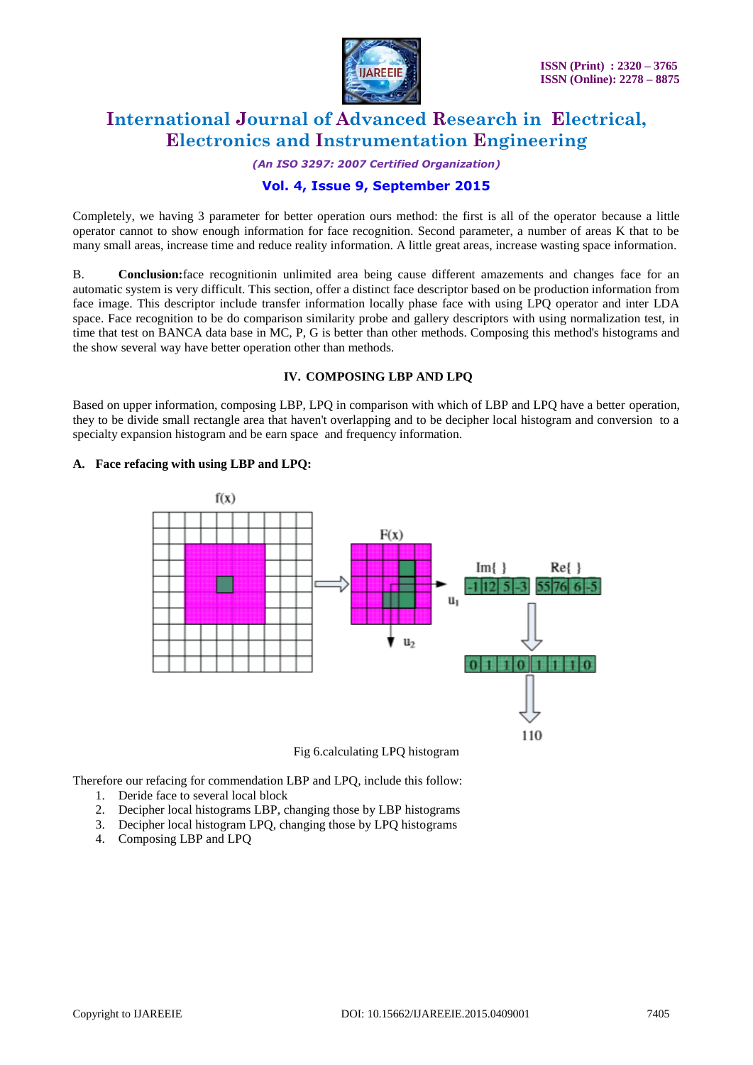Completely, we having 3 parameter for better operation ours method: the first is all of the operator because a little operator cannot to show enough information for face recognition. Second parameter, a number of areas K that to be many small areas, increase time and reduce reality information. A little great areas, increase wasting space information.

B. **Conclusion:**face recognitionin unlimited area being cause different amazements and changes face for an automatic system is very difficult. This section, offer a distinct face descriptor based on be production information from face image. This descriptor include transfer information locally phase face with using LPQ operator and inter LDA space. Face recognition to be do comparison similarity probe and gallery descriptors with using normalization test, in time that test on BANCA data base in MC, P, G is better than other methods. Composing this method's histograms and the show several way have better operation other than methods.

## IV. COMPOSING LBP AND LPQ

Based on upper information, composing LBP, LPQ in comparison with which of LBP and LPQ have a better operation, they to be divide small rectangle area that haven't overlapping and to be decipher local histogram and conversion to a specialty expansion histogram and be earn space and frequency information.

### A. Face refacing with using LBP and LPQ:

Fig 6.calculating LPQ histogram

Therefore our refacing for commendation LBP and LPQ, include this follow:

1. Deride face to several local block
2. Decipher local histograms LBP, changing those by LBP histograms
3. Decipher local histogram LPQ, changing those by LPQ histograms
4. Composing LBP and LPQ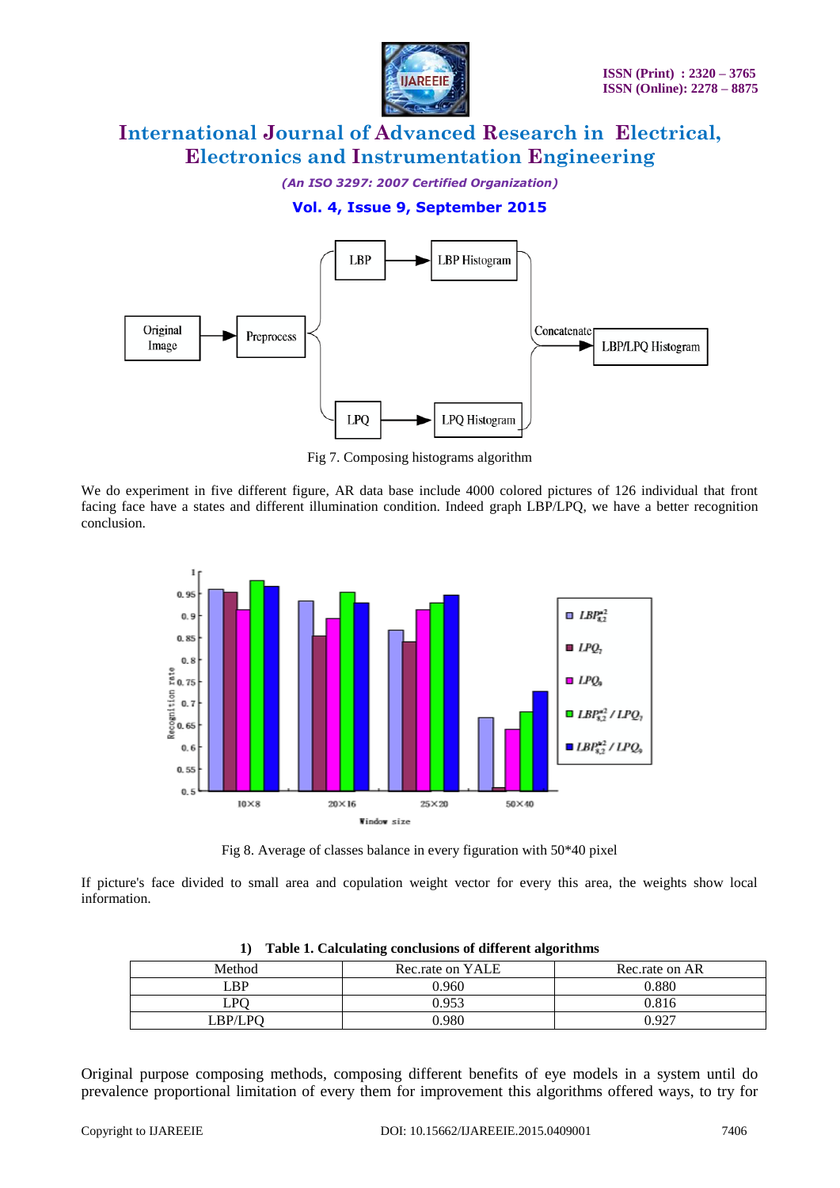Fig 7. Composing histograms algorithm

We do experiment in five different figure, AR data base include 4000 colored pictures of 126 individual that front facing face have a states and different illumination condition. Indeed graph LBP/LPQ, we have a better recognition conclusion.

Fig 8. Average of classes balance in every figuration with 50*40 pixel

If picture's face divided to small area and copulation weight vector for every this area, the weights show local information.

**1) Table 1. Calculating conclusions of different algorithms**

| Method | Rec.rate on YALE | Rec.rate on AR |
|---|---|---|
| LBP | 0.960 | 0.880 |
| LPQ | 0.953 | 0.816 |
| LBP/LPQ | 0.980 | 0.927 |

Original purpose composing methods, composing different benefits of eye models in a system until do prevalence proportional limitation of every them for improvement this algorithms offered ways, to try for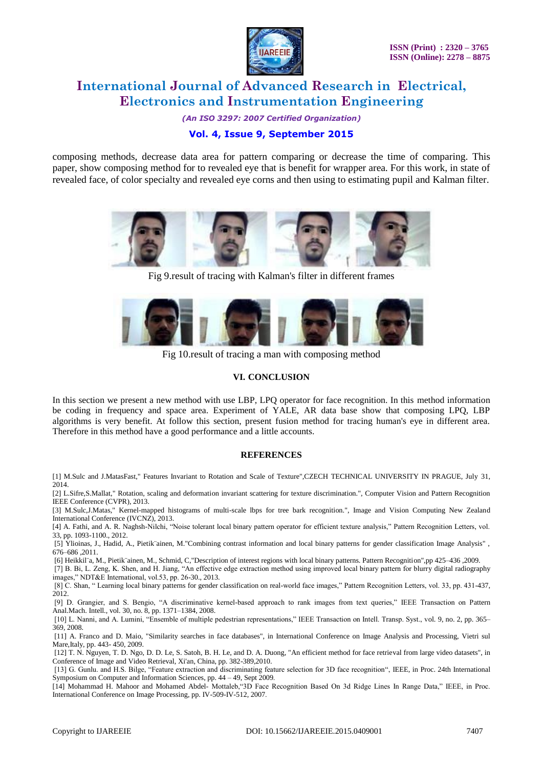composing methods, decrease data area for pattern comparing or decrease the time of comparing. This paper, show composing method for to revealed eye that is benefit for wrapper area. For this work, in state of revealed face, of color specialty and revealed eye corns and then using to estimating pupil and Kalman filter.

Fig 9.result of tracing with Kalman's filter in different frames

Fig 10.result of tracing a man with composing method

## VI. CONCLUSION

In this section we present a new method with use LBP, LPQ operator for face recognition. In this method information be coding in frequency and space area. Experiment of YALE, AR data base show that composing LPQ, LBP algorithms is very benefit. At follow this section, present fusion method for tracing human's eye in different area. Therefore in this method have a good performance and a little accounts.

## REFERENCES

[1] M.Sulc and J.MatasFast," Features Invariant to Rotation and Scale of Texture",CZECH TECHNICAL UNIVERSITY IN PRAGUE, July 31, 2014.

[2] L.Sifre,S.Mallat," Rotation, scaling and deformation invariant scattering for texture discrimination.", Computer Vision and Pattern Recognition IEEE Conference (CVPR), 2013.

[3] M.Sulc,J.Matas," Kernel-mapped histograms of multi-scale lbps for tree bark recognition.", Image and Vision Computing New Zealand International Conference (IVCNZ), 2013.

[4] A. Fathi, and A. R. Naghsh-Nilchi, "Noise tolerant local binary pattern operator for efficient texture analysis," Pattern Recognition Letters, vol. 33, pp. 1093-1100., 2012.

[5] Ylioinas, J., Hadid, A., Pietik¨ainen, M."Combining contrast information and local binary patterns for gender classification Image Analysis" , 676–686 ,2011.

[6] Heikkil¨a, M., Pietik¨ainen, M., Schmid, C,"Description of interest regions with local binary patterns. Pattern Recognition",pp 425–436 ,2009.

[7] B. Bi, L. Zeng, K. Shen, and H. Jiang, "An effective edge extraction method using improved local binary pattern for blurry digital radiography images," NDT&E International, vol.53, pp. 26-30., 2013.

[8] C. Shan, " Learning local binary patterns for gender classification on real-world face images," Pattern Recognition Letters, vol. 33, pp. 431-437, 2012.

[9] D. Grangier, and S. Bengio, "A discriminative kernel-based approach to rank images from text queries," IEEE Transaction on Pattern Anal.Mach. Intell., vol. 30, no. 8, pp. 1371–1384, 2008.

[10] L. Nanni, and A. Lumini, "Ensemble of multiple pedestrian representations," IEEE Transaction on Intell. Transp. Syst., vol. 9, no. 2, pp. 365–369, 2008.

[11] A. Franco and D. Maio, "Similarity searches in face databases", in International Conference on Image Analysis and Processing, Vietri sul Mare,Italy, pp. 443- 450, 2009.

[12] T. N. Nguyen, T. D. Ngo, D. D. Le, S. Satoh, B. H. Le, and D. A. Duong, "An efficient method for face retrieval from large video datasets", in Conference of Image and Video Retrieval, Xi'an, China, pp. 382-389,2010.

[13] G. Gunlu. and H.S. Bilge, "Feature extraction and discriminating feature selection for 3D face recognition", IEEE, in Proc. 24th International Symposium on Computer and Information Sciences, pp. 44 – 49, Sept 2009.

[14] Mohammad H. Mahoor and Mohamed Abdel- Mottaleb,"3D Face Recognition Based On 3d Ridge Lines In Range Data," IEEE, in Proc. International Conference on Image Processing, pp. IV-509-IV-512, 2007.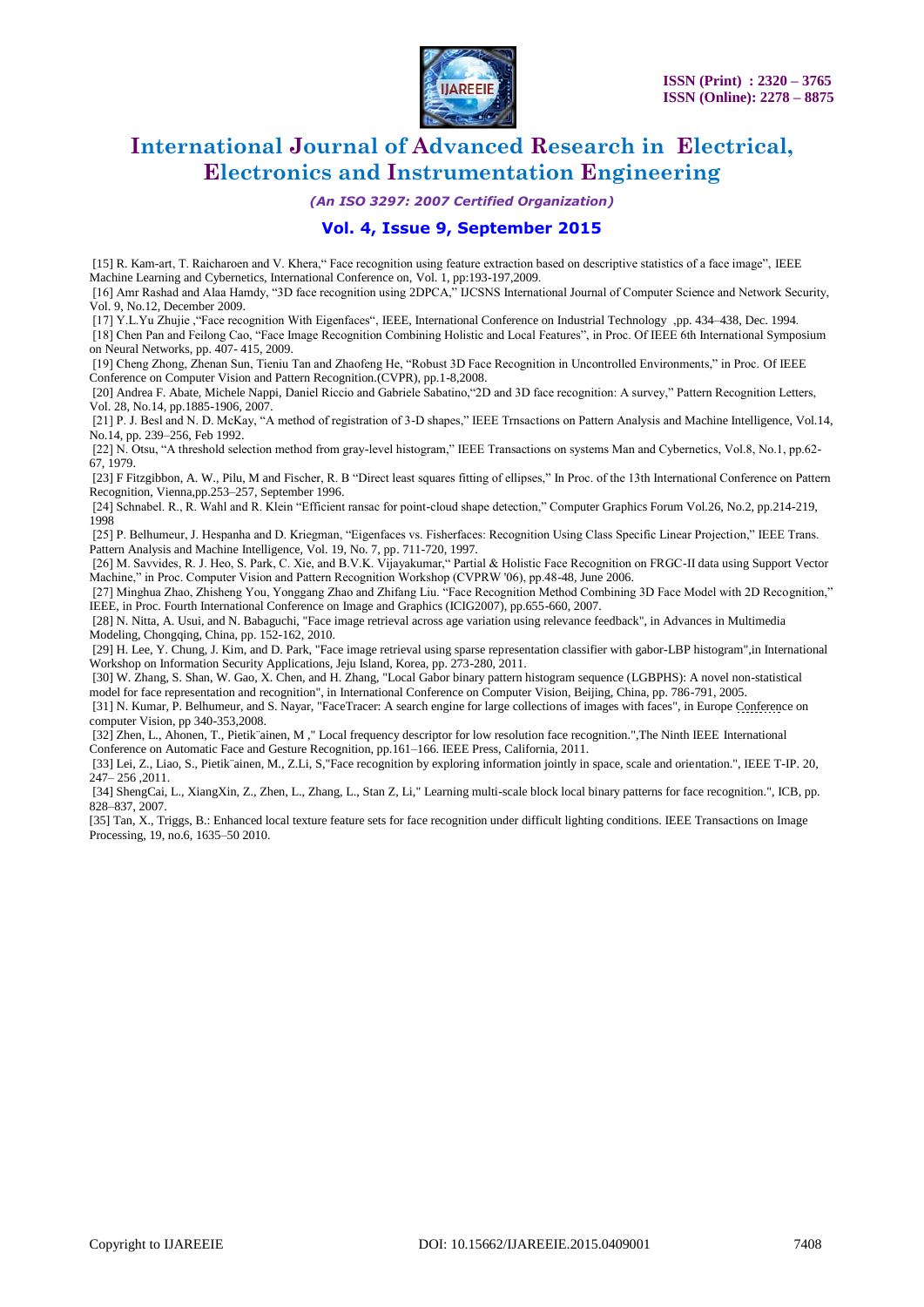[15] R. Kam-art, T. Raicharoen and V. Khera," Face recognition using feature extraction based on descriptive statistics of a face image", IEEE Machine Learning and Cybernetics, International Conference on, Vol. 1, pp:193-197,2009.

[16] Amr Rashad and Alaa Hamdy, "3D face recognition using 2DPCA," IJCSNS International Journal of Computer Science and Network Security, Vol. 9, No.12, December 2009.

[17] Y.L.Yu Zhujie ,"Face recognition With Eigenfaces", IEEE, International Conference on Industrial Technology ,pp. 434–438, Dec. 1994.

[18] Chen Pan and Feilong Cao, "Face Image Recognition Combining Holistic and Local Features", in Proc. Of IEEE 6th International Symposium on Neural Networks, pp. 407- 415, 2009.

[19] Cheng Zhong, Zhenan Sun, Tieniu Tan and Zhaofeng He, "Robust 3D Face Recognition in Uncontrolled Environments," in Proc. Of IEEE Conference on Computer Vision and Pattern Recognition.(CVPR), pp.1-8,2008.

[20] Andrea F. Abate, Michele Nappi, Daniel Riccio and Gabriele Sabatino,"2D and 3D face recognition: A survey," Pattern Recognition Letters, Vol. 28, No.14, pp.1885-1906, 2007.

[21] P. J. Besl and N. D. McKay, "A method of registration of 3-D shapes," IEEE Trnsactions on Pattern Analysis and Machine Intelligence, Vol.14, No.14, pp. 239–256, Feb 1992.

[22] N. Otsu, "A threshold selection method from gray-level histogram," IEEE Transactions on systems Man and Cybernetics, Vol.8, No.1, pp.62-67, 1979.

[23] F Fitzgibbon, A. W., Pilu, M and Fischer, R. B "Direct least squares fitting of ellipses," In Proc. of the 13th International Conference on Pattern Recognition, Vienna,pp.253–257, September 1996.

[24] Schnabel. R., R. Wahl and R. Klein "Efficient ransac for point-cloud shape detection," Computer Graphics Forum Vol.26, No.2, pp.214-219, 1998

[25] P. Belhumeur, J. Hespanha and D. Kriegman, "Eigenfaces vs. Fisherfaces: Recognition Using Class Specific Linear Projection," IEEE Trans. Pattern Analysis and Machine Intelligence, Vol. 19, No. 7, pp. 711-720, 1997.

[26] M. Savvides, R. J. Heo, S. Park, C. Xie, and B.V.K. Vijayakumar," Partial & Holistic Face Recognition on FRGC-II data using Support Vector Machine," in Proc. Computer Vision and Pattern Recognition Workshop (CVPRW '06), pp.48-48, June 2006.

[27] Minghua Zhao, Zhisheng You, Yonggang Zhao and Zhifang Liu. "Face Recognition Method Combining 3D Face Model with 2D Recognition," IEEE, in Proc. Fourth International Conference on Image and Graphics (ICIG2007), pp.655-660, 2007.

[28] N. Nitta, A. Usui, and N. Babaguchi, "Face image retrieval across age variation using relevance feedback", in Advances in Multimedia Modeling, Chongqing, China, pp. 152-162, 2010.

[29] H. Lee, Y. Chung, J. Kim, and D. Park, "Face image retrieval using sparse representation classifier with gabor-LBP histogram",in International Workshop on Information Security Applications, Jeju Island, Korea, pp. 273-280, 2011.

[30] W. Zhang, S. Shan, W. Gao, X. Chen, and H. Zhang, "Local Gabor binary pattern histogram sequence (LGBPHS): A novel non-statistical model for face representation and recognition", in International Conference on Computer Vision, Beijing, China, pp. 786-791, 2005.

[31] N. Kumar, P. Belhumeur, and S. Nayar, "FaceTracer: A search engine for large collections of images with faces", in Europe Conference on computer Vision, pp 340-353,2008.

[32] Zhen, L., Ahonen, T., Pietik¨ainen, M ," Local frequency descriptor for low resolution face recognition.",The Ninth IEEE International Conference on Automatic Face and Gesture Recognition, pp.161–166. IEEE Press, California, 2011.

[33] Lei, Z., Liao, S., Pietik¨ainen, M., Z.Li, S,"Face recognition by exploring information jointly in space, scale and orientation.", IEEE T-IP. 20, 247– 256 ,2011.

[34] ShengCai, L., XiangXin, Z., Zhen, L., Zhang, L., Stan Z, Li," Learning multi-scale block local binary patterns for face recognition.", ICB, pp. 828–837, 2007.

[35] Tan, X., Triggs, B.: Enhanced local texture feature sets for face recognition under difficult lighting conditions. IEEE Transactions on Image Processing, 19, no.6, 1635–50 2010.